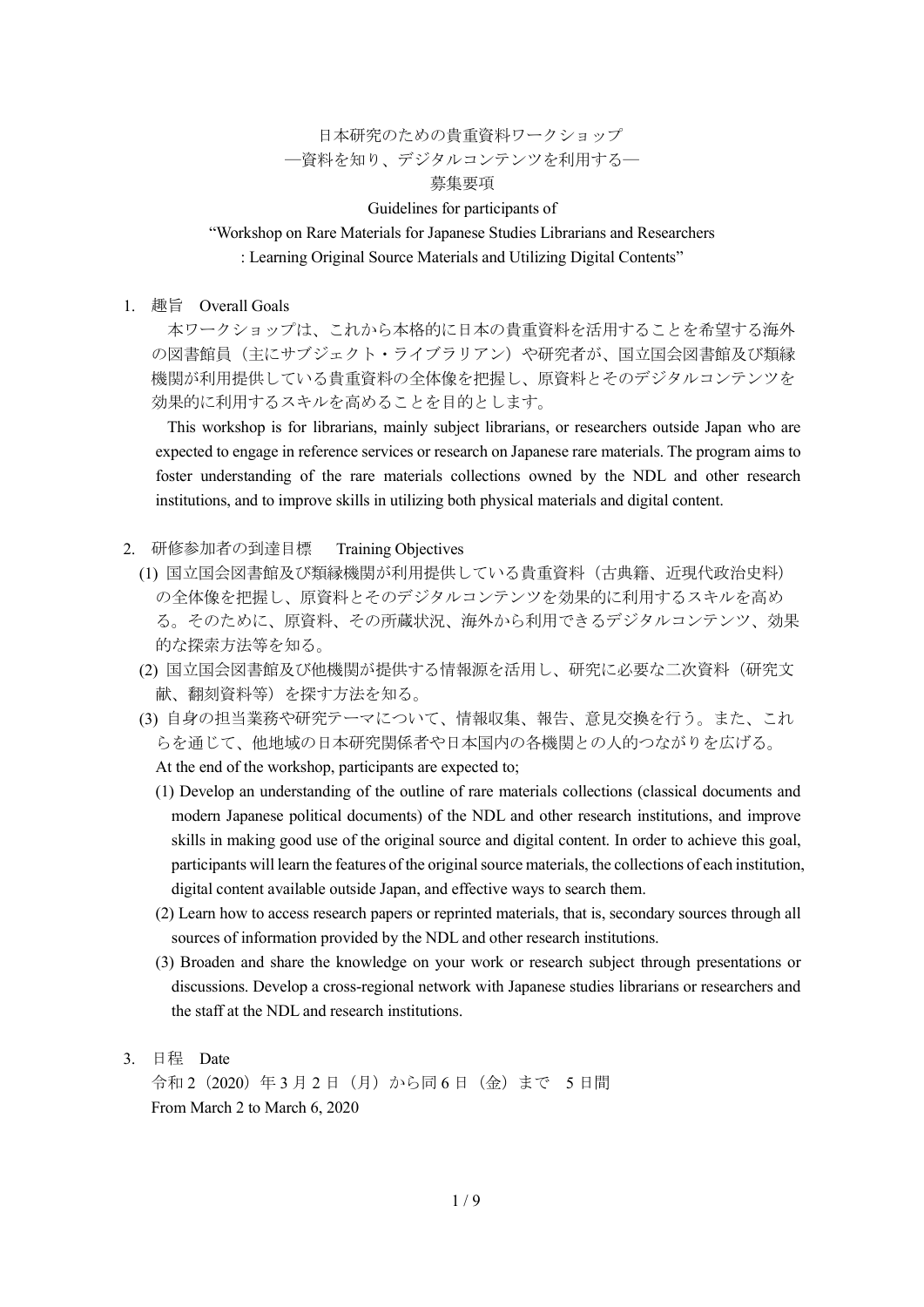# 日本研究のための貴重資料ワークショップ
## ―資料を知り、デジタルコンテンツを利用する―
## 募集要項

**Guidelines for participants of**
**"Workshop on Rare Materials for Japanese Studies Librarians and Researchers**
**: Learning Original Source Materials and Utilizing Digital Contents"**

## 1. 趣旨　Overall Goals

本ワークショップは、これから本格的に日本の貴重資料を活用することを希望する海外の図書館員（主にサブジェクト・ライブラリアン）や研究者が、国立国会図書館及び類縁機関が利用提供している貴重資料の全体像を把握し、原資料とそのデジタルコンテンツを効果的に利用するスキルを高めることを目的とします。

This workshop is for librarians, mainly subject librarians, or researchers outside Japan who are expected to engage in reference services or research on Japanese rare materials. The program aims to foster understanding of the rare materials collections owned by the NDL and other research institutions, and to improve skills in utilizing both physical materials and digital content.

## 2. 研修参加者の到達目標　Training Objectives

(1) 国立国会図書館及び類縁機関が利用提供している貴重資料（古典籍、近現代政治史料）の全体像を把握し、原資料とそのデジタルコンテンツを効果的に利用するスキルを高める。そのために、原資料、その所蔵状況、海外から利用できるデジタルコンテンツ、効果的な探索方法等を知る。

(2) 国立国会図書館及び他機関が提供する情報源を活用し、研究に必要な二次資料（研究文献、翻刻資料等）を探す方法を知る。

(3) 自身の担当業務や研究テーマについて、情報収集、報告、意見交換を行う。また、これらを通じて、他地域の日本研究関係者や日本国内の各機関との人的つながりを広げる。

At the end of the workshop, participants are expected to;

(1) Develop an understanding of the outline of rare materials collections (classical documents and modern Japanese political documents) of the NDL and other research institutions, and improve skills in making good use of the original source and digital content. In order to achieve this goal, participants will learn the features of the original source materials, the collections of each institution, digital content available outside Japan, and effective ways to search them.

(2) Learn how to access research papers or reprinted materials, that is, secondary sources through all sources of information provided by the NDL and other research institutions.

(3) Broaden and share the knowledge on your work or research subject through presentations or discussions. Develop a cross-regional network with Japanese studies librarians or researchers and the staff at the NDL and research institutions.

## 3. 日程　Date

令和 2（2020）年 3 月 2 日（月）から同 6 日（金）まで　5 日間

From March 2 to March 6, 2020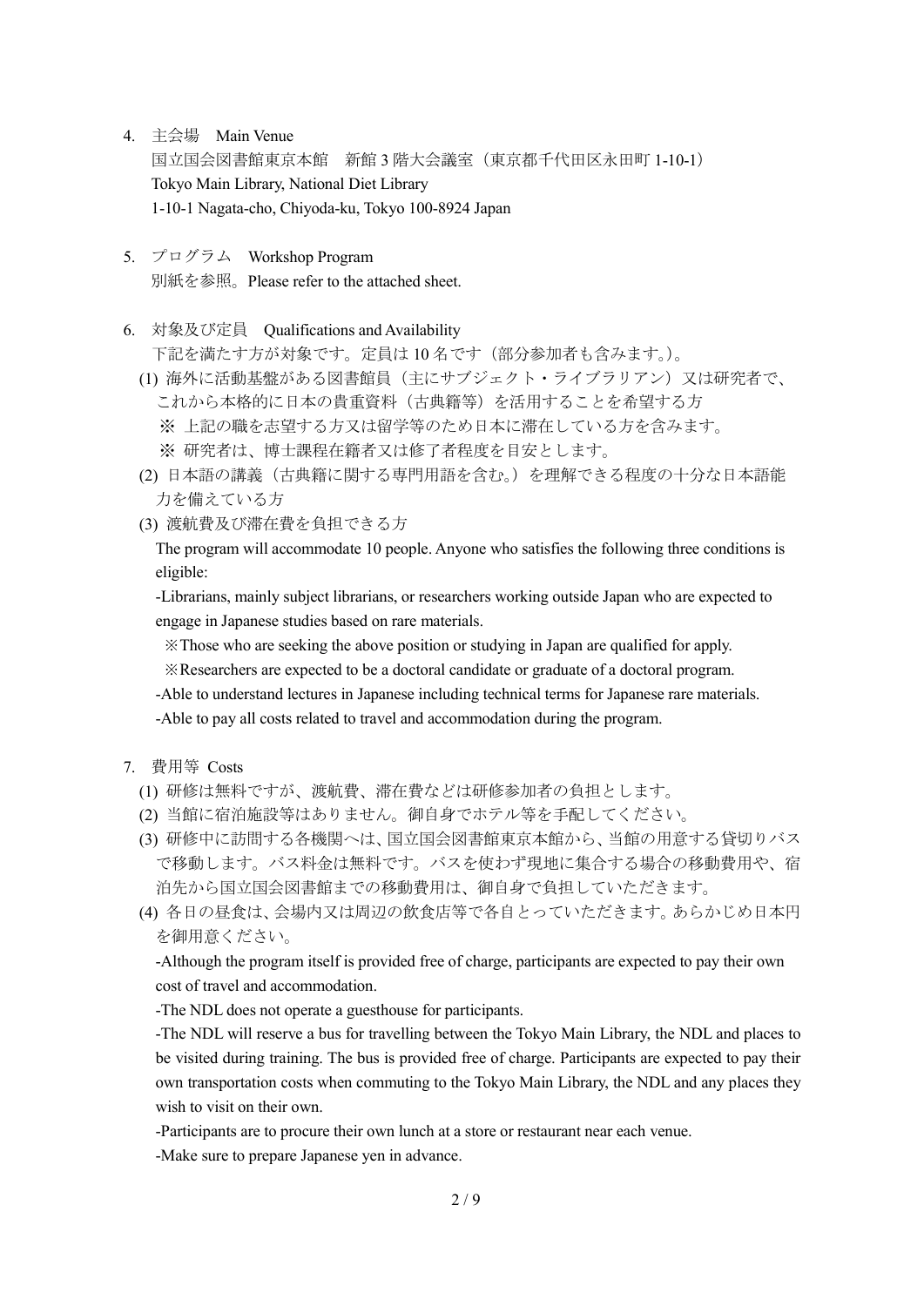4. 主会場　Main Venue

国立国会図書館東京本館　新館 3 階大会議室（東京都千代田区永田町 1-10-1）
Tokyo Main Library, National Diet Library
1-10-1 Nagata-cho, Chiyoda-ku, Tokyo 100-8924 Japan

5. プログラム　Workshop Program

別紙を参照。Please refer to the attached sheet.

6. 対象及び定員　Qualifications and Availability

下記を満たす方が対象です。定員は 10 名です（部分参加者も含みます。）。

(1) 海外に活動基盤がある図書館員（主にサブジェクト・ライブラリアン）又は研究者で、これから本格的に日本の貴重資料（古典籍等）を活用することを希望する方
　※ 上記の職を志望する方又は留学等のため日本に滞在している方を含みます。
　※ 研究者は、博士課程在籍者又は修了者程度を目安とします。

(2) 日本語の講義（古典籍に関する専門用語を含む。）を理解できる程度の十分な日本語能力を備えている方

(3) 渡航費及び滞在費を負担できる方

The program will accommodate 10 people. Anyone who satisfies the following three conditions is eligible:

-Librarians, mainly subject librarians, or researchers working outside Japan who are expected to engage in Japanese studies based on rare materials.
　※Those who are seeking the above position or studying in Japan are qualified for apply.
　※Researchers are expected to be a doctoral candidate or graduate of a doctoral program.

-Able to understand lectures in Japanese including technical terms for Japanese rare materials.

-Able to pay all costs related to travel and accommodation during the program.

7. 費用等 Costs

(1) 研修は無料ですが、渡航費、滞在費などは研修参加者の負担とします。

(2) 当館に宿泊施設等はありません。御自身でホテル等を手配してください。

(3) 研修中に訪問する各機関へは、国立国会図書館東京本館から、当館の用意する貸切りバスで移動します。バス料金は無料です。バスを使わず現地に集合する場合の移動費用や、宿泊先から国立国会図書館までの移動費用は、御自身で負担していただきます。

(4) 各日の昼食は、会場内又は周辺の飲食店等で各自とっていただきます。あらかじめ日本円を御用意ください。

-Although the program itself is provided free of charge, participants are expected to pay their own cost of travel and accommodation.

-The NDL does not operate a guesthouse for participants.

-The NDL will reserve a bus for travelling between the Tokyo Main Library, the NDL and places to be visited during training. The bus is provided free of charge. Participants are expected to pay their own transportation costs when commuting to the Tokyo Main Library, the NDL and any places they wish to visit on their own.

-Participants are to procure their own lunch at a store or restaurant near each venue.

-Make sure to prepare Japanese yen in advance.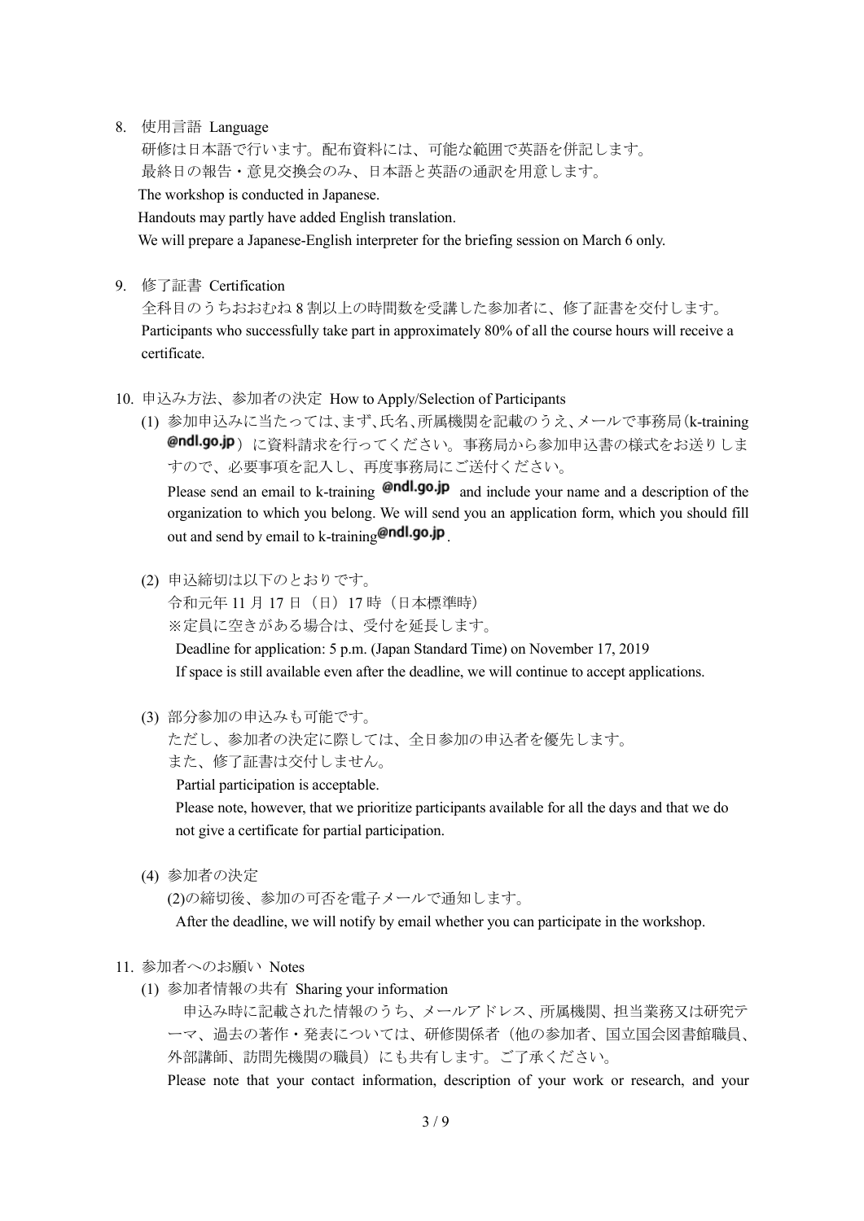8. 使用言語 Language

   研修は日本語で行います。配布資料には、可能な範囲で英語を併記します。
   最終日の報告・意見交換会のみ、日本語と英語の通訳を用意します。

   The workshop is conducted in Japanese.

   Handouts may partly have added English translation.

   We will prepare a Japanese-English interpreter for the briefing session on March 6 only.

9. 修了証書 Certification

   全科目のうちおおむね 8 割以上の時間数を受講した参加者に、修了証書を交付します。

   Participants who successfully take part in approximately 80% of all the course hours will receive a certificate.

10. 申込み方法、参加者の決定 How to Apply/Selection of Participants

    (1) 参加申込みに当たっては、まず、氏名、所属機関を記載のうえ、メールで事務局（k-training@ndl.go.jp）に資料請求を行ってください。事務局から参加申込書の様式をお送りしますので、必要事項を記入し、再度事務局にご送付ください。

       Please send an email to k-training@ndl.go.jp and include your name and a description of the organization to which you belong. We will send you an application form, which you should fill out and send by email to k-training@ndl.go.jp.

    (2) 申込締切は以下のとおりです。

       令和元年 11 月 17 日（日）17 時（日本標準時）

       ※定員に空きがある場合は、受付を延長します。

       Deadline for application: 5 p.m. (Japan Standard Time) on November 17, 2019

       If space is still available even after the deadline, we will continue to accept applications.

    (3) 部分参加の申込みも可能です。

       ただし、参加者の決定に際しては、全日参加の申込者を優先します。

       また、修了証書は交付しません。

       Partial participation is acceptable.

       Please note, however, that we prioritize participants available for all the days and that we do not give a certificate for partial participation.

    (4) 参加者の決定

       (2)の締切後、参加の可否を電子メールで通知します。

       After the deadline, we will notify by email whether you can participate in the workshop.

11. 参加者へのお願い Notes

    (1) 参加者情報の共有 Sharing your information

       申込み時に記載された情報のうち、メールアドレス、所属機関、担当業務又は研究テーマ、過去の著作・発表については、研修関係者（他の参加者、国立国会図書館職員、外部講師、訪問先機関の職員）にも共有します。ご了承ください。

       Please note that your contact information, description of your work or research, and your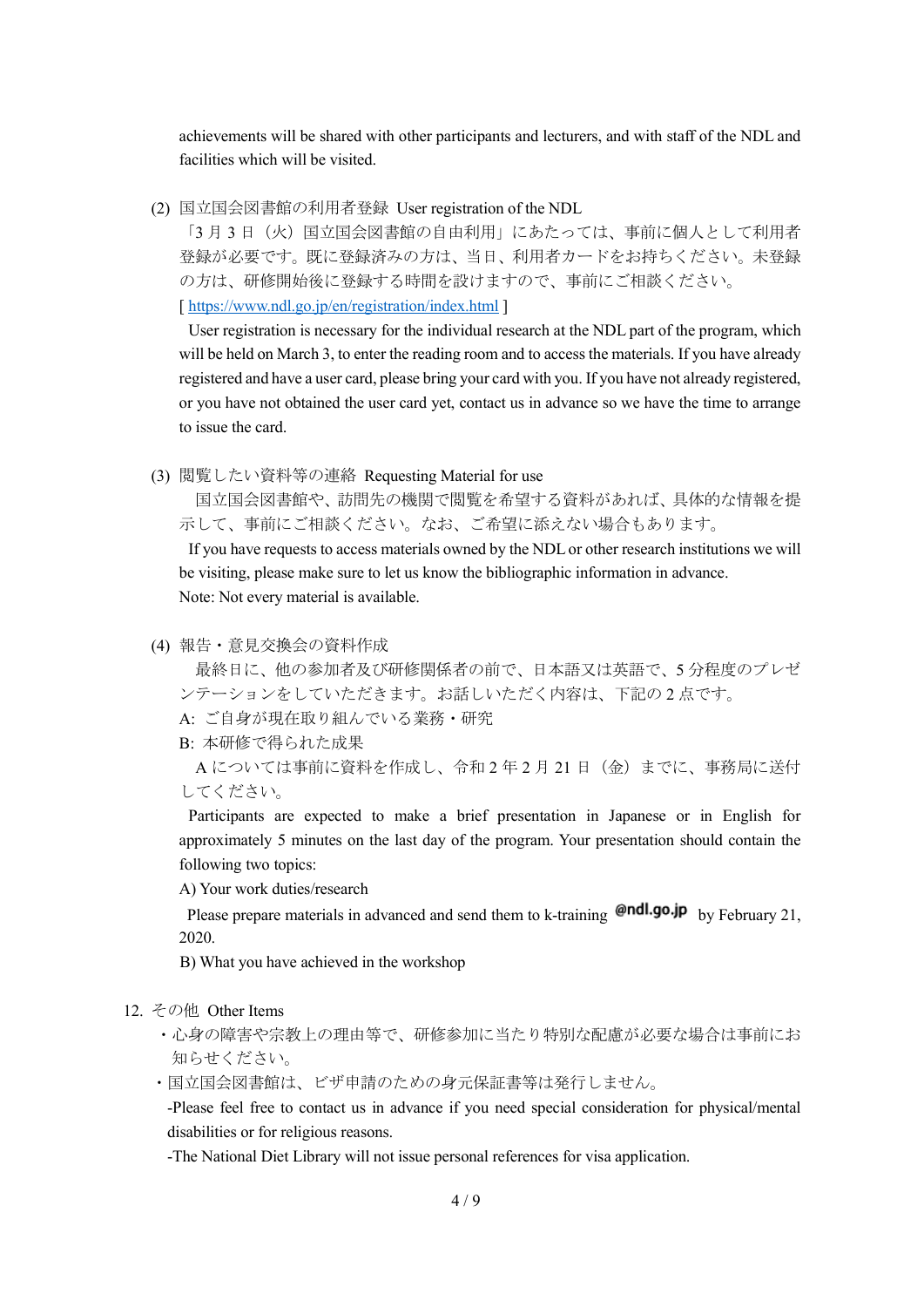achievements will be shared with other participants and lecturers, and with staff of the NDL and facilities which will be visited.

(2) 国立国会図書館の利用者登録 User registration of the NDL

「3 月 3 日（火）国立国会図書館の自由利用」にあたっては、事前に個人として利用者登録が必要です。既に登録済みの方は、当日、利用者カードをお持ちください。未登録の方は、研修開始後に登録する時間を設けますので、事前にご相談ください。

[ https://www.ndl.go.jp/en/registration/index.html ]

User registration is necessary for the individual research at the NDL part of the program, which will be held on March 3, to enter the reading room and to access the materials. If you have already registered and have a user card, please bring your card with you. If you have not already registered, or you have not obtained the user card yet, contact us in advance so we have the time to arrange to issue the card.

(3) 閲覧したい資料等の連絡 Requesting Material for use

国立国会図書館や、訪問先の機関で閲覧を希望する資料があれば、具体的な情報を提示して、事前にご相談ください。なお、ご希望に添えない場合もあります。

If you have requests to access materials owned by the NDL or other research institutions we will be visiting, please make sure to let us know the bibliographic information in advance.
Note: Not every material is available.

(4) 報告・意見交換会の資料作成

最終日に、他の参加者及び研修関係者の前で、日本語又は英語で、5 分程度のプレゼンテーションをしていただきます。お話しいただく内容は、下記の 2 点です。

A: ご自身が現在取り組んでいる業務・研究

B: 本研修で得られた成果

A については事前に資料を作成し、令和 2 年 2 月 21 日（金）までに、事務局に送付してください。

Participants are expected to make a brief presentation in Japanese or in English for approximately 5 minutes on the last day of the program. Your presentation should contain the following two topics:

A) Your work duties/research

Please prepare materials in advanced and send them to k-training @ndl.go.jp by February 21, 2020.

B) What you have achieved in the workshop

12. その他 Other Items

・心身の障害や宗教上の理由等で、研修参加に当たり特別な配慮が必要な場合は事前にお知らせください。

・国立国会図書館は、ビザ申請のための身元保証書等は発行しません。

-Please feel free to contact us in advance if you need special consideration for physical/mental disabilities or for religious reasons.

-The National Diet Library will not issue personal references for visa application.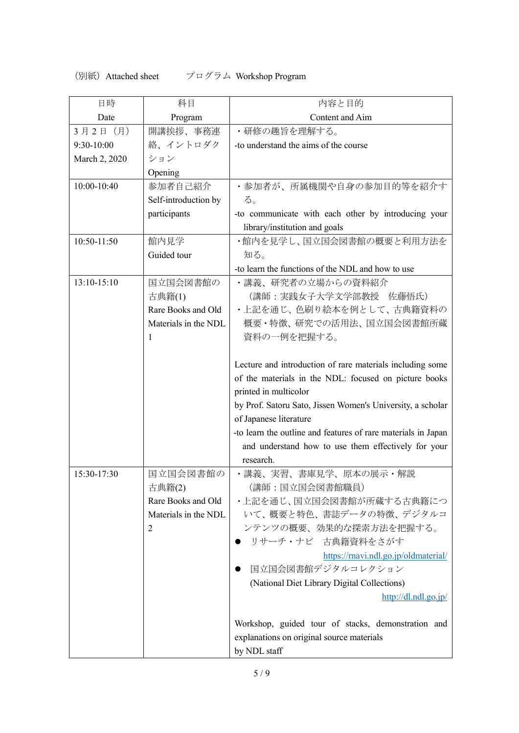（別紙）Attached sheet　　　プログラム Workshop Program

| 日時<br>Date | 科目<br>Program | 内容と目的<br>Content and Aim |
|---|---|---|
| 3月2日（月）<br>9:30-10:00<br>March 2, 2020 | 開講挨拶、事務連絡、イントロダクション<br>Opening | ・研修の趣旨を理解する。<br>-to understand the aims of the course |
| 10:00-10:40 | 参加者自己紹介<br>Self-introduction by participants | ・参加者が、所属機関や自身の参加目的等を紹介する。<br>-to communicate with each other by introducing your library/institution and goals |
| 10:50-11:50 | 館内見学<br>Guided tour | ・館内を見学し、国立国会図書館の概要と利用方法を知る。<br>-to learn the functions of the NDL and how to use |
| 13:10-15:10 | 国立国会図書館の古典籍(1)<br>Rare Books and Old Materials in the NDL 1 | ・講義、研究者の立場からの資料紹介<br>（講師：実践女子大学文学部教授　佐藤悟氏）<br>・上記を通じ、色刷り絵本を例として、古典籍資料の概要・特徴、研究での活用法、国立国会図書館所蔵資料の一例を把握する。<br><br>Lecture and introduction of rare materials including some of the materials in the NDL: focused on picture books printed in multicolor<br>by Prof. Satoru Sato, Jissen Women's University, a scholar of Japanese literature<br>-to learn the outline and features of rare materials in Japan and understand how to use them effectively for your research. |
| 15:30-17:30 | 国立国会図書館の古典籍(2)<br>Rare Books and Old Materials in the NDL 2 | ・講義、実習、書庫見学、原本の展示・解説<br>（講師：国立国会図書館職員）<br>・上記を通じ、国立国会図書館が所蔵する古典籍について、概要と特色、書誌データの特徴、デジタルコンテンツの概要、効果的な探索方法を把握する。<br>● リサーチ・ナビ　古典籍資料をさがす<br>https://rnavi.ndl.go.jp/oldmaterial/<br>● 国立国会図書館デジタルコレクション<br>(National Diet Library Digital Collections)<br>http://dl.ndl.go.jp/<br><br>Workshop, guided tour of stacks, demonstration and explanations on original source materials<br>by NDL staff |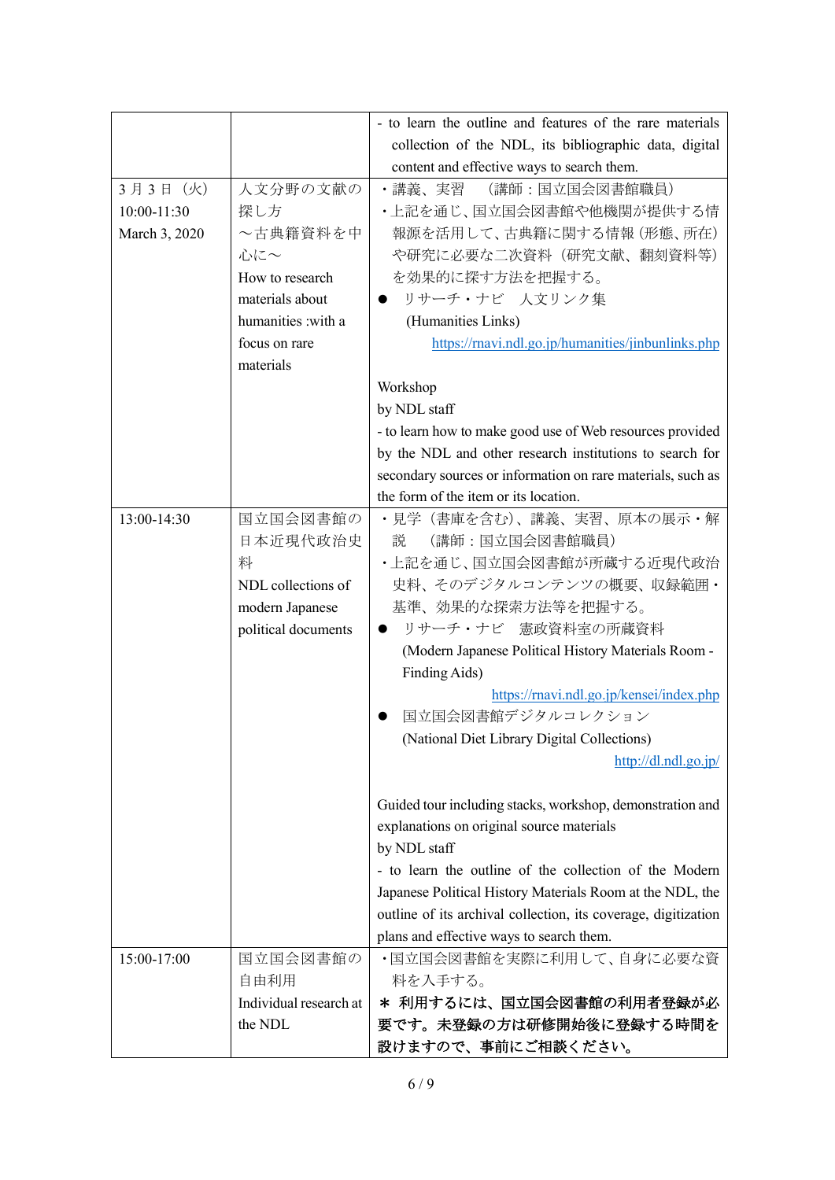| | | |
|---|---|---|
| | | - to learn the outline and features of the rare materials collection of the NDL, its bibliographic data, digital content and effective ways to search them. |
| 3 月 3 日（火）<br>10:00-11:30<br>March 3, 2020 | 人文分野の文献の探し方<br>～古典籍資料を中心に～<br>How to research materials about humanities :with a focus on rare materials | ・講義、実習　（講師：国立国会図書館職員）<br>・上記を通じ、国立国会図書館や他機関が提供する情報源を活用して、古典籍に関する情報（形態、所在）や研究に必要な二次資料（研究文献、翻刻資料等）を効果的に探す方法を把握する。<br>● リサーチ・ナビ　人文リンク集<br>(Humanities Links)<br>https://rnavi.ndl.go.jp/humanities/jinbunlinks.php<br><br>Workshop<br>by NDL staff<br>- to learn how to make good use of Web resources provided by the NDL and other research institutions to search for secondary sources or information on rare materials, such as the form of the item or its location. |
| 13:00-14:30 | 国立国会図書館の日本近現代政治史料<br>NDL collections of modern Japanese political documents | ・見学（書庫を含む）、講義、実習、原本の展示・解説　（講師：国立国会図書館職員）<br>・上記を通じ、国立国会図書館が所蔵する近現代政治史料、そのデジタルコンテンツの概要、収録範囲・基準、効果的な探索方法等を把握する。<br>● リサーチ・ナビ　憲政資料室の所蔵資料<br>(Modern Japanese Political History Materials Room - Finding Aids)<br>https://rnavi.ndl.go.jp/kensei/index.php<br>● 国立国会図書館デジタルコレクション<br>(National Diet Library Digital Collections)<br>http://dl.ndl.go.jp/<br><br>Guided tour including stacks, workshop, demonstration and explanations on original source materials<br>by NDL staff<br>- to learn the outline of the collection of the Modern Japanese Political History Materials Room at the NDL, the outline of its archival collection, its coverage, digitization plans and effective ways to search them. |
| 15:00-17:00 | 国立国会図書館の自由利用<br>Individual research at the NDL | ・国立国会図書館を実際に利用して、自身に必要な資料を入手する。<br>**＊ 利用するには、国立国会図書館の利用者登録が必要です。未登録の方は研修開始後に登録する時間を設けますので、事前にご相談ください。** |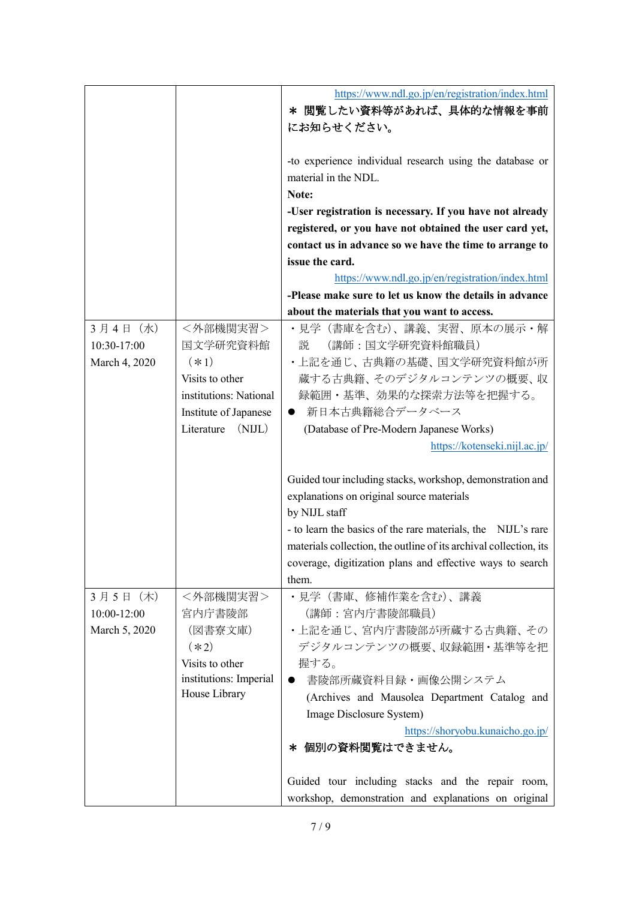| | | |
|---|---|---|
| | | https://www.ndl.go.jp/en/registration/index.html<br>**＊ 閲覧したい資料等があれば、具体的な情報を事前にお知らせください。**<br><br>-to experience individual research using the database or material in the NDL.<br>**Note:**<br>**-User registration is necessary. If you have not already registered, or you have not obtained the user card yet, contact us in advance so we have the time to arrange to issue the card.**<br>https://www.ndl.go.jp/en/registration/index.html<br>**-Please make sure to let us know the details in advance about the materials that you want to access.** |
| 3 月 4 日（水）<br>10:30-17:00<br>March 4, 2020 | ＜外部機関実習＞<br>国文学研究資料館<br>（＊1）<br>Visits to other institutions: National Institute of Japanese Literature （NIJL） | ・見学（書庫を含む）、講義、実習、原本の展示・解説 （講師：国文学研究資料館職員）<br>・上記を通じ、古典籍の基礎、国文学研究資料館が所蔵する古典籍、そのデジタルコンテンツの概要、収録範囲・基準、効果的な探索方法等を把握する。<br>● 新日本古典籍総合データベース<br>(Database of Pre-Modern Japanese Works)<br>https://kotenseki.nijl.ac.jp/<br><br>Guided tour including stacks, workshop, demonstration and explanations on original source materials by NIJL staff<br>- to learn the basics of the rare materials, the NIJL's rare materials collection, the outline of its archival collection, its coverage, digitization plans and effective ways to search them. |
| 3 月 5 日（木）<br>10:00-12:00<br>March 5, 2020 | ＜外部機関実習＞<br>宮内庁書陵部<br>（図書寮文庫）<br>（＊2）<br>Visits to other institutions: Imperial House Library | ・見学（書庫、修補作業を含む）、講義<br>（講師：宮内庁書陵部職員）<br>・上記を通じ、宮内庁書陵部が所蔵する古典籍、そのデジタルコンテンツの概要、収録範囲・基準等を把握する。<br>● 書陵部所蔵資料目録・画像公開システム<br>(Archives and Mausolea Department Catalog and Image Disclosure System)<br>https://shoryobu.kunaicho.go.jp/<br>**＊ 個別の資料閲覧はできません。**<br><br>Guided tour including stacks and the repair room, workshop, demonstration and explanations on original |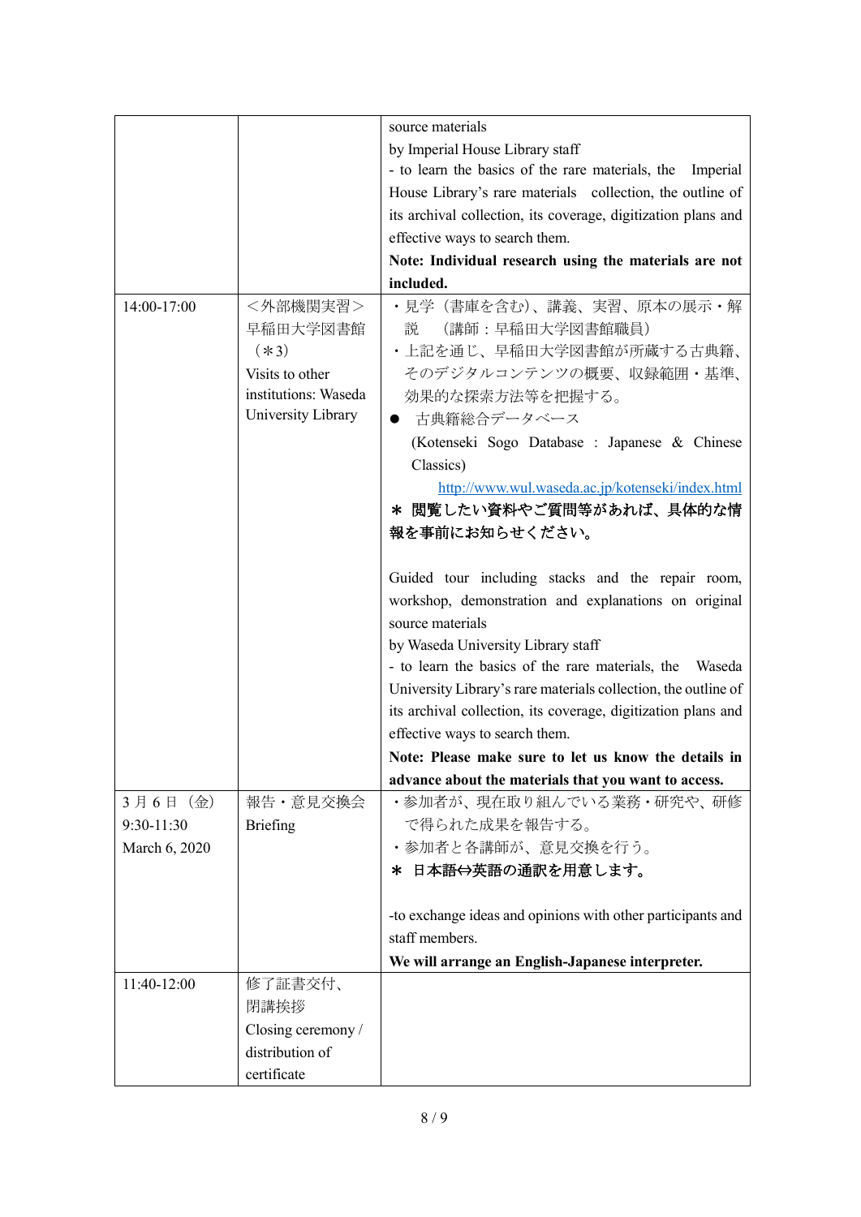| | | |
|---|---|---|
| | | source materials<br>by Imperial House Library staff<br>- to learn the basics of the rare materials, the Imperial House Library's rare materials collection, the outline of its archival collection, its coverage, digitization plans and effective ways to search them.<br>**Note: Individual research using the materials are not included.** |
| 14:00-17:00 | <外部機関実習><br>早稲田大学図書館<br>（＊3）<br>Visits to other institutions: Waseda University Library | ・見学（書庫を含む）、講義、実習、原本の展示・解説　（講師：早稲田大学図書館職員）<br>・上記を通じ、早稲田大学図書館が所蔵する古典籍、そのデジタルコンテンツの概要、収録範囲・基準、効果的な探索方法等を把握する。<br>● 古典籍総合データベース<br>(Kotenseki Sogo Database : Japanese & Chinese Classics)<br>http://www.wul.waseda.ac.jp/kotenseki/index.html<br>**＊ 閲覧したい資料やご質問等があれば、具体的な情報を事前にお知らせください。**<br><br>Guided tour including stacks and the repair room, workshop, demonstration and explanations on original source materials<br>by Waseda University Library staff<br>- to learn the basics of the rare materials, the Waseda University Library's rare materials collection, the outline of its archival collection, its coverage, digitization plans and effective ways to search them.<br>**Note: Please make sure to let us know the details in advance about the materials that you want to access.** |
| 3月6日（金）<br>9:30-11:30<br>March 6, 2020 | 報告・意見交換会<br>Briefing | ・参加者が、現在取り組んでいる業務・研究や、研修で得られた成果を報告する。<br>・参加者と各講師が、意見交換を行う。<br>**＊ 日本語⇔英語の通訳を用意します。**<br><br>-to exchange ideas and opinions with other participants and staff members.<br>**We will arrange an English-Japanese interpreter.** |
| 11:40-12:00 | 修了証書交付、<br>閉講挨拶<br>Closing ceremony / distribution of certificate | |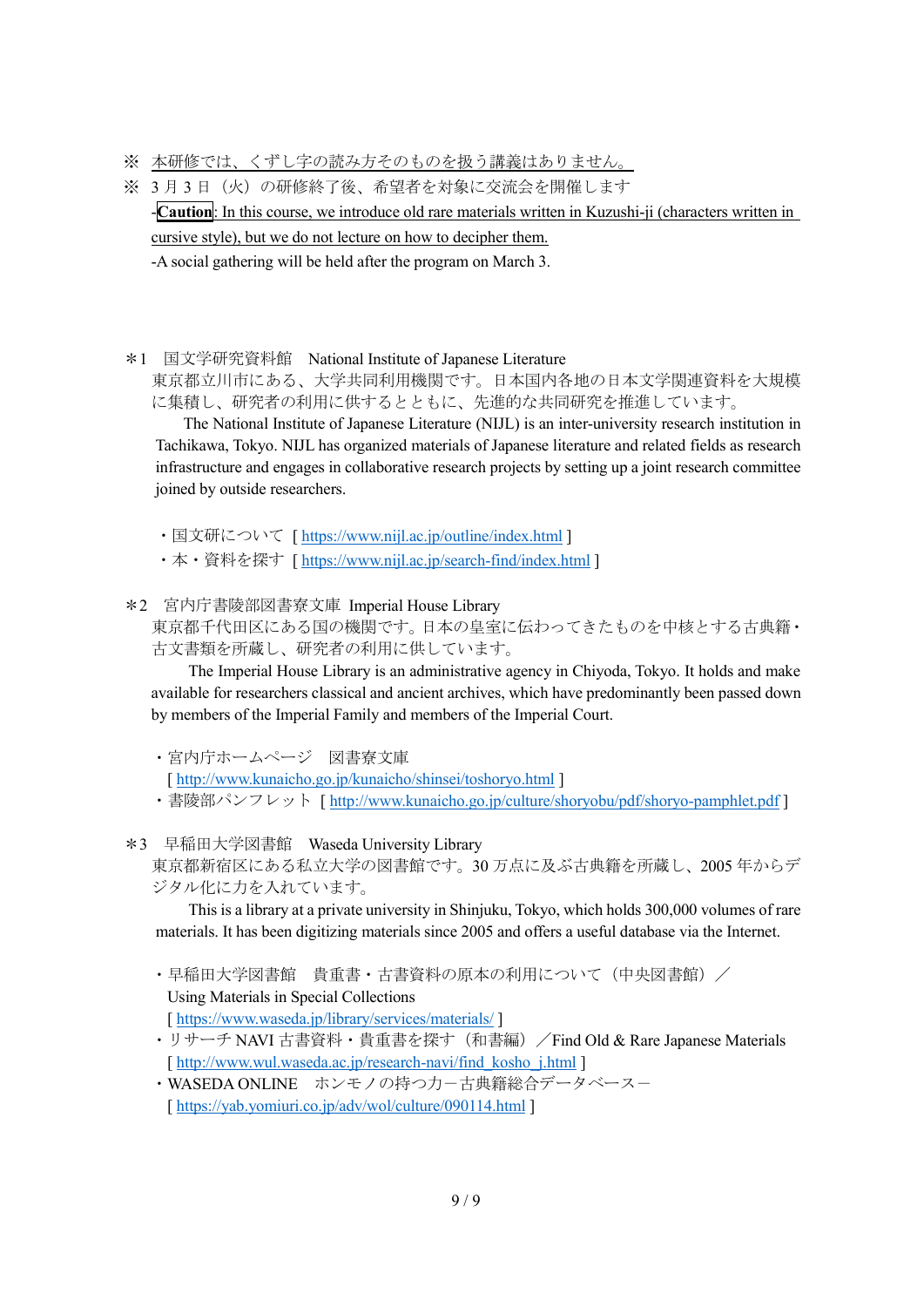※ 本研修では、くずし字の読み方そのものを扱う講義はありません。

※ 3 月 3 日（火）の研修終了後、希望者を対象に交流会を開催します

-**Caution**: In this course, we introduce old rare materials written in Kuzushi-ji (characters written in cursive style), but we do not lecture on how to decipher them.

-A social gathering will be held after the program on March 3.

＊1　国文学研究資料館　National Institute of Japanese Literature

東京都立川市にある、大学共同利用機関です。日本国内各地の日本文学関連資料を大規模に集積し、研究者の利用に供するとともに、先進的な共同研究を推進しています。

The National Institute of Japanese Literature (NIJL) is an inter-university research institution in Tachikawa, Tokyo. NIJL has organized materials of Japanese literature and related fields as research infrastructure and engages in collaborative research projects by setting up a joint research committee joined by outside researchers.

- 国文研について [ https://www.nijl.ac.jp/outline/index.html ]
- 本・資料を探す [ https://www.nijl.ac.jp/search-find/index.html ]

＊2　宮内庁書陵部図書寮文庫 Imperial House Library

東京都千代田区にある国の機関です。日本の皇室に伝わってきたものを中核とする古典籍・古文書類を所蔵し、研究者の利用に供しています。

The Imperial House Library is an administrative agency in Chiyoda, Tokyo. It holds and make available for researchers classical and ancient archives, which have predominantly been passed down by members of the Imperial Family and members of the Imperial Court.

- 宮内庁ホームページ　図書寮文庫
  [ http://www.kunaicho.go.jp/kunaicho/shinsei/toshoryo.html ]
- 書陵部パンフレット [ http://www.kunaicho.go.jp/culture/shoryobu/pdf/shoryo-pamphlet.pdf ]

＊3　早稲田大学図書館　Waseda University Library

東京都新宿区にある私立大学の図書館です。30 万点に及ぶ古典籍を所蔵し、2005 年からデジタル化に力を入れています。

This is a library at a private university in Shinjuku, Tokyo, which holds 300,000 volumes of rare materials. It has been digitizing materials since 2005 and offers a useful database via the Internet.

- 早稲田大学図書館　貴重書・古書資料の原本の利用について（中央図書館）／Using Materials in Special Collections
  [ https://www.waseda.jp/library/services/materials/ ]
- リサーチ NAVI 古書資料・貴重書を探す（和書編）／Find Old & Rare Japanese Materials
  [ http://www.wul.waseda.ac.jp/research-navi/find_kosho_j.html ]
- WASEDA ONLINE　ホンモノの持つ力－古典籍総合データベース－
  [ https://yab.yomiuri.co.jp/adv/wol/culture/090114.html ]